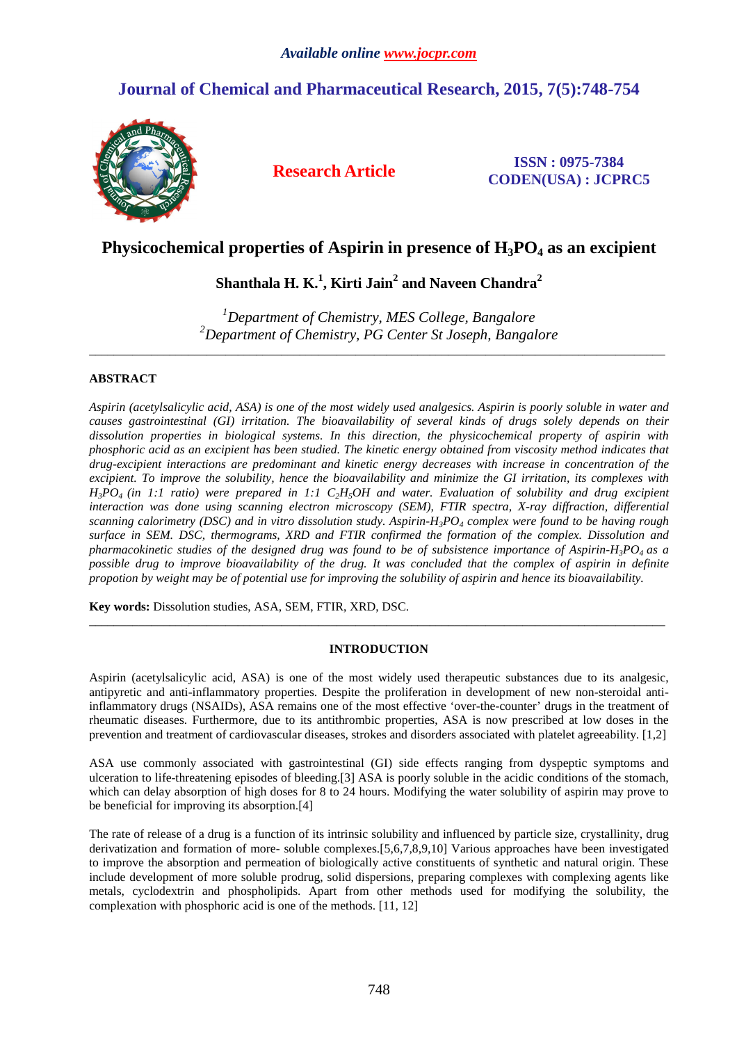*Available online www.jocpr.com*

**Journal of Chemical and Pharmaceutical Research, 2015, 7(5):748-754**

**Research Article**

**ISSN : 0975-7384**
**CODEN(USA) : JCPRC5**

# Physicochemical properties of Aspirin in presence of $H_3PO_4$ as an excipient

**Shanthala H. K.[1], Kirti Jain[2] and Naveen Chandra[2]**

*[1]Department of Chemistry, MES College, Bangalore*
*[2]Department of Chemistry, PG Center St Joseph, Bangalore*

---

## ABSTRACT

*Aspirin (acetylsalicylic acid, ASA) is one of the most widely used analgesics. Aspirin is poorly soluble in water and causes gastrointestinal (GI) irritation. The bioavailability of several kinds of drugs solely depends on their dissolution properties in biological systems. In this direction, the physicochemical property of aspirin with phosphoric acid as an excipient has been studied. The kinetic energy obtained from viscosity method indicates that drug-excipient interactions are predominant and kinetic energy decreases with increase in concentration of the excipient. To improve the solubility, hence the bioavailability and minimize the GI irritation, its complexes with $H_3PO_4$ (in 1:1 ratio) were prepared in 1:1 $C_2H_5OH$ and water. Evaluation of solubility and drug excipient interaction was done using scanning electron microscopy (SEM), FTIR spectra, X-ray diffraction, differential scanning calorimetry (DSC) and in vitro dissolution study. Aspirin-$H_3PO_4$ complex were found to be having rough surface in SEM. DSC, thermograms, XRD and FTIR confirmed the formation of the complex. Dissolution and pharmacokinetic studies of the designed drug was found to be of subsistence importance of Aspirin-$H_3PO_4$ as a possible drug to improve bioavailability of the drug. It was concluded that the complex of aspirin in definite propotion by weight may be of potential use for improving the solubility of aspirin and hence its bioavailability.*

**Key words:** Dissolution studies, ASA, SEM, FTIR, XRD, DSC.

---

## INTRODUCTION

Aspirin (acetylsalicylic acid, ASA) is one of the most widely used therapeutic substances due to its analgesic, antipyretic and anti-inflammatory properties. Despite the proliferation in development of new non-steroidal anti-inflammatory drugs (NSAIDs), ASA remains one of the most effective 'over-the-counter' drugs in the treatment of rheumatic diseases. Furthermore, due to its antithrombic properties, ASA is now prescribed at low doses in the prevention and treatment of cardiovascular diseases, strokes and disorders associated with platelet agreeability. [1,2]

ASA use commonly associated with gastrointestinal (GI) side effects ranging from dyspeptic symptoms and ulceration to life-threatening episodes of bleeding.[3] ASA is poorly soluble in the acidic conditions of the stomach, which can delay absorption of high doses for 8 to 24 hours. Modifying the water solubility of aspirin may prove to be beneficial for improving its absorption.[4]

The rate of release of a drug is a function of its intrinsic solubility and influenced by particle size, crystallinity, drug derivatization and formation of more- soluble complexes.[5,6,7,8,9,10] Various approaches have been investigated to improve the absorption and permeation of biologically active constituents of synthetic and natural origin. These include development of more soluble prodrug, solid dispersions, preparing complexes with complexing agents like metals, cyclodextrin and phospholipids. Apart from other methods used for modifying the solubility, the complexation with phosphoric acid is one of the methods. [11, 12]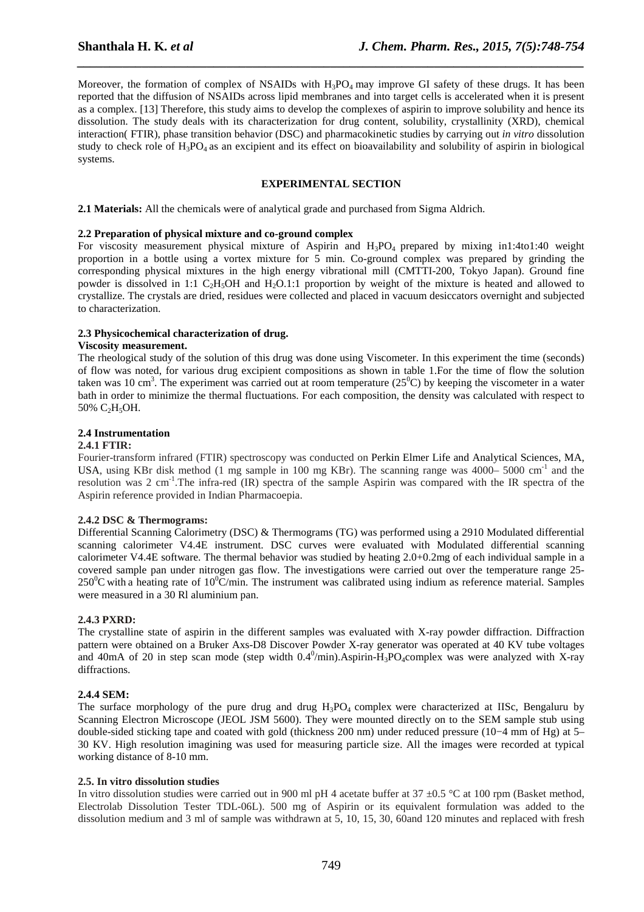Moreover, the formation of complex of NSAIDs with $H_3PO_4$ may improve GI safety of these drugs. It has been reported that the diffusion of NSAIDs across lipid membranes and into target cells is accelerated when it is present as a complex. [13] Therefore, this study aims to develop the complexes of aspirin to improve solubility and hence its dissolution. The study deals with its characterization for drug content, solubility, crystallinity (XRD), chemical interaction( FTIR), phase transition behavior (DSC) and pharmacokinetic studies by carrying out *in vitro* dissolution study to check role of $H_3PO_4$ as an excipient and its effect on bioavailability and solubility of aspirin in biological systems.

## EXPERIMENTAL SECTION

**2.1 Materials:** All the chemicals were of analytical grade and purchased from Sigma Aldrich.

**2.2 Preparation of physical mixture and co-ground complex**

For viscosity measurement physical mixture of Aspirin and $H_3PO_4$ prepared by mixing in1:4to1:40 weight proportion in a bottle using a vortex mixture for 5 min. Co-ground complex was prepared by grinding the corresponding physical mixtures in the high energy vibrational mill (CMTTI-200, Tokyo Japan). Ground fine powder is dissolved in 1:1 $C_2H_5OH$ and $H_2O$.1:1 proportion by weight of the mixture is heated and allowed to crystallize. The crystals are dried, residues were collected and placed in vacuum desiccators overnight and subjected to characterization.

**2.3 Physicochemical characterization of drug.**

**Viscosity measurement.**

The rheological study of the solution of this drug was done using Viscometer. In this experiment the time (seconds) of flow was noted, for various drug excipient compositions as shown in table 1.For the time of flow the solution taken was 10 $cm^3$. The experiment was carried out at room temperature ($25^0C$) by keeping the viscometer in a water bath in order to minimize the thermal fluctuations. For each composition, the density was calculated with respect to 50% $C_2H_5OH$.

**2.4 Instrumentation**

**2.4.1 FTIR:**

Fourier-transform infrared (FTIR) spectroscopy was conducted on Perkin Elmer Life and Analytical Sciences, MA, USA, using KBr disk method (1 mg sample in 100 mg KBr). The scanning range was 4000– 5000 $cm^{-1}$ and the resolution was 2 $cm^{-1}$.The infra-red (IR) spectra of the sample Aspirin was compared with the IR spectra of the Aspirin reference provided in Indian Pharmacoepia.

**2.4.2 DSC & Thermograms:**

Differential Scanning Calorimetry (DSC) & Thermograms (TG) was performed using a 2910 Modulated differential scanning calorimeter V4.4E instrument. DSC curves were evaluated with Modulated differential scanning calorimeter V4.4E software. The thermal behavior was studied by heating 2.0+0.2mg of each individual sample in a covered sample pan under nitrogen gas flow. The investigations were carried out over the temperature range 25-$250^0C$ with a heating rate of $10^0C$/min. The instrument was calibrated using indium as reference material. Samples were measured in a 30 Rl aluminium pan.

**2.4.3 PXRD:**

The crystalline state of aspirin in the different samples was evaluated with X-ray powder diffraction. Diffraction pattern were obtained on a Bruker Axs-D8 Discover Powder X-ray generator was operated at 40 KV tube voltages and 40mA of 20 in step scan mode (step width $0.4^0$/min).Aspirin-$H_3PO_4$complex was were analyzed with X-ray diffractions.

**2.4.4 SEM:**

The surface morphology of the pure drug and drug $H_3PO_4$ complex were characterized at IISc, Bengaluru by Scanning Electron Microscope (JEOL JSM 5600). They were mounted directly on to the SEM sample stub using double-sided sticking tape and coated with gold (thickness 200 nm) under reduced pressure (10−4 mm of Hg) at 5–30 KV. High resolution imagining was used for measuring particle size. All the images were recorded at typical working distance of 8-10 mm.

**2.5. In vitro dissolution studies**

In vitro dissolution studies were carried out in 900 ml pH 4 acetate buffer at 37 ±0.5 °C at 100 rpm (Basket method, Electrolab Dissolution Tester TDL-06L). 500 mg of Aspirin or its equivalent formulation was added to the dissolution medium and 3 ml of sample was withdrawn at 5, 10, 15, 30, 60and 120 minutes and replaced with fresh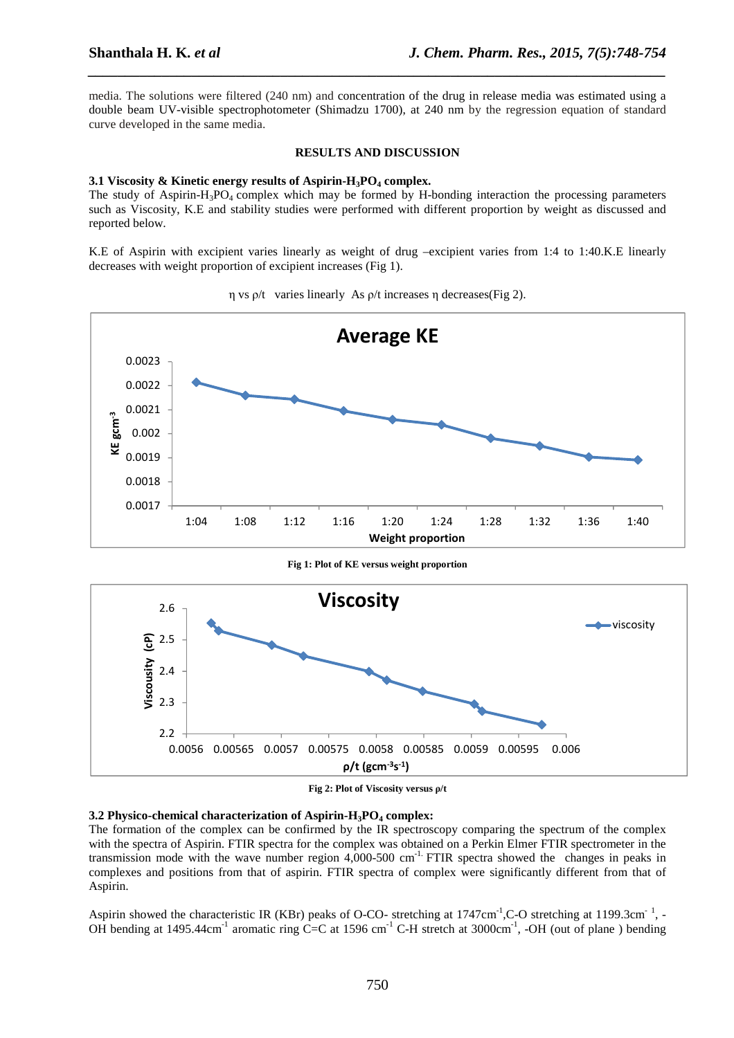media. The solutions were filtered (240 nm) and concentration of the drug in release media was estimated using a double beam UV-visible spectrophotometer (Shimadzu 1700), at 240 nm by the regression equation of standard curve developed in the same media.

## RESULTS AND DISCUSSION

### 3.1 Viscosity & Kinetic energy results of Aspirin-$H_3PO_4$ complex.

The study of Aspirin-$H_3PO_4$ complex which may be formed by H-bonding interaction the processing parameters such as Viscosity, K.E and stability studies were performed with different proportion by weight as discussed and reported below.

K.E of Aspirin with excipient varies linearly as weight of drug –excipient varies from 1:4 to 1:40.K.E linearly decreases with weight proportion of excipient increases (Fig 1).

$\eta$ vs $\rho/t$ varies linearly As $\rho/t$ increases $\eta$ decreases(Fig 2).

**Fig 1: Plot of KE versus weight proportion**

**Fig 2: Plot of Viscosity versus ρ/t**

### 3.2 Physico-chemical characterization of Aspirin-$H_3PO_4$ complex:

The formation of the complex can be confirmed by the IR spectroscopy comparing the spectrum of the complex with the spectra of Aspirin. FTIR spectra for the complex was obtained on a Perkin Elmer FTIR spectrometer in the transmission mode with the wave number region 4,000-500 $cm^{-1}$. FTIR spectra showed the changes in peaks in complexes and positions from that of aspirin. FTIR spectra of complex were significantly different from that of Aspirin.

Aspirin showed the characteristic IR (KBr) peaks of O-CO- stretching at 1747$cm^{-1}$,C-O stretching at 1199.3$cm^{-1}$, -OH bending at 1495.44$cm^{-1}$ aromatic ring C=C at 1596 $cm^{-1}$ C-H stretch at 3000$cm^{-1}$, -OH (out of plane ) bending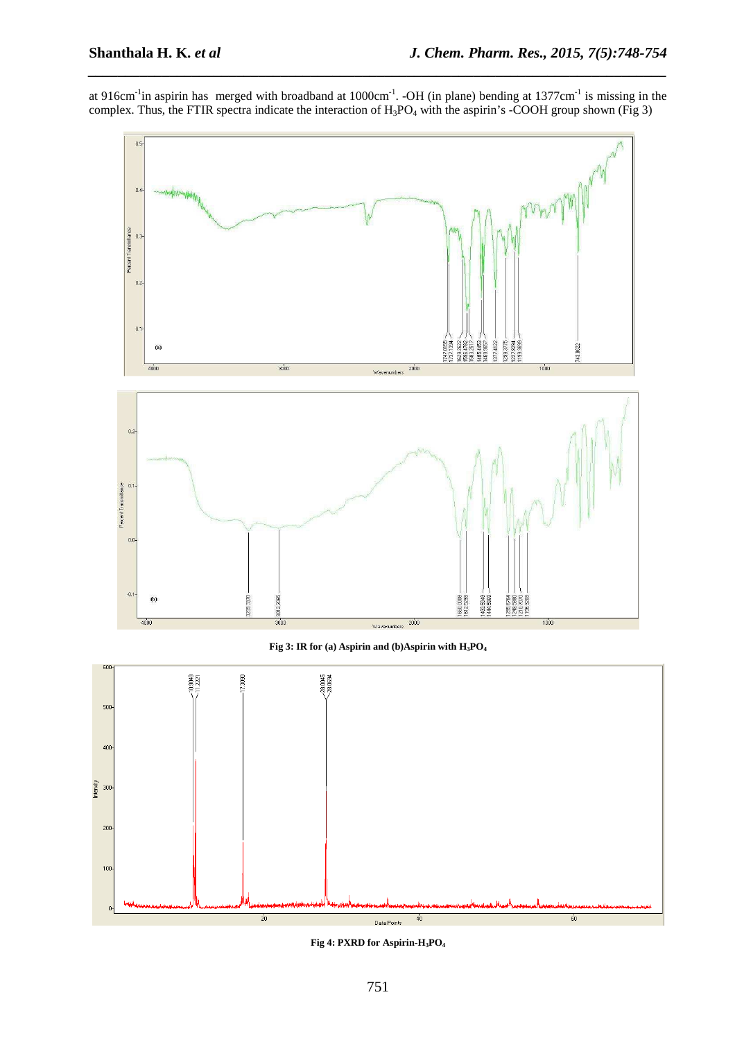at 916cm$^{-1}$in aspirin has merged with broadband at 1000cm$^{-1}$. -OH (in plane) bending at 1377cm$^{-1}$ is missing in the complex. Thus, the FTIR spectra indicate the interaction of $H_3PO_4$ with the aspirin's -COOH group shown (Fig 3)

**Fig 3: IR for (a) Aspirin and (b)Aspirin with $H_3PO_4$**

**Fig 4: PXRD for Aspirin-$H_3PO_4$**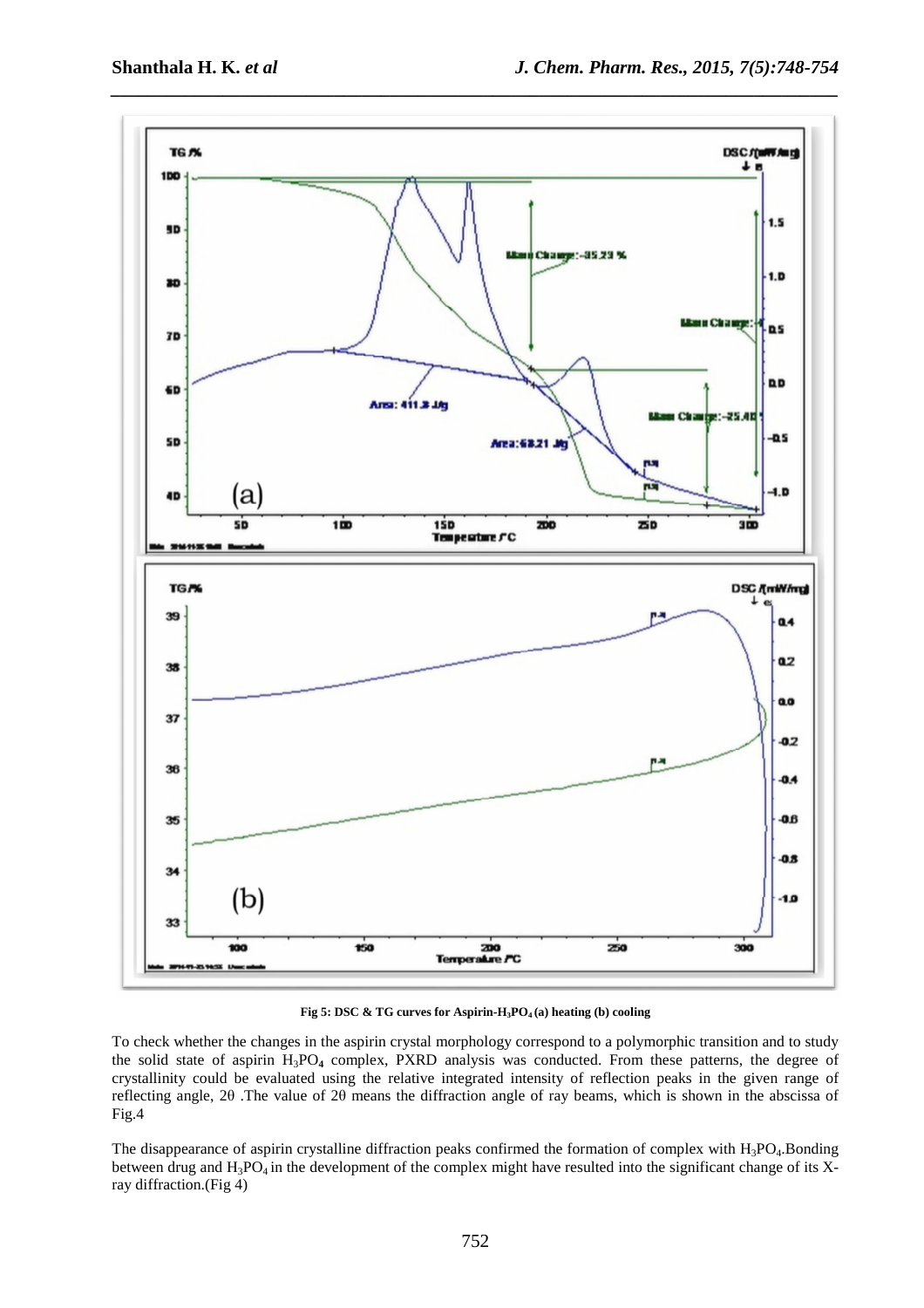**Fig 5: DSC & TG curves for Aspirin-$H_3PO_4$ (a) heating (b) cooling**

To check whether the changes in the aspirin crystal morphology correspond to a polymorphic transition and to study the solid state of aspirin $H_3PO_4$ complex, PXRD analysis was conducted. From these patterns, the degree of crystallinity could be evaluated using the relative integrated intensity of reflection peaks in the given range of reflecting angle, 2θ .The value of 2θ means the diffraction angle of ray beams, which is shown in the abscissa of Fig.4

The disappearance of aspirin crystalline diffraction peaks confirmed the formation of complex with $H_3PO_4$.Bonding between drug and $H_3PO_4$ in the development of the complex might have resulted into the significant change of its X-ray diffraction.(Fig 4)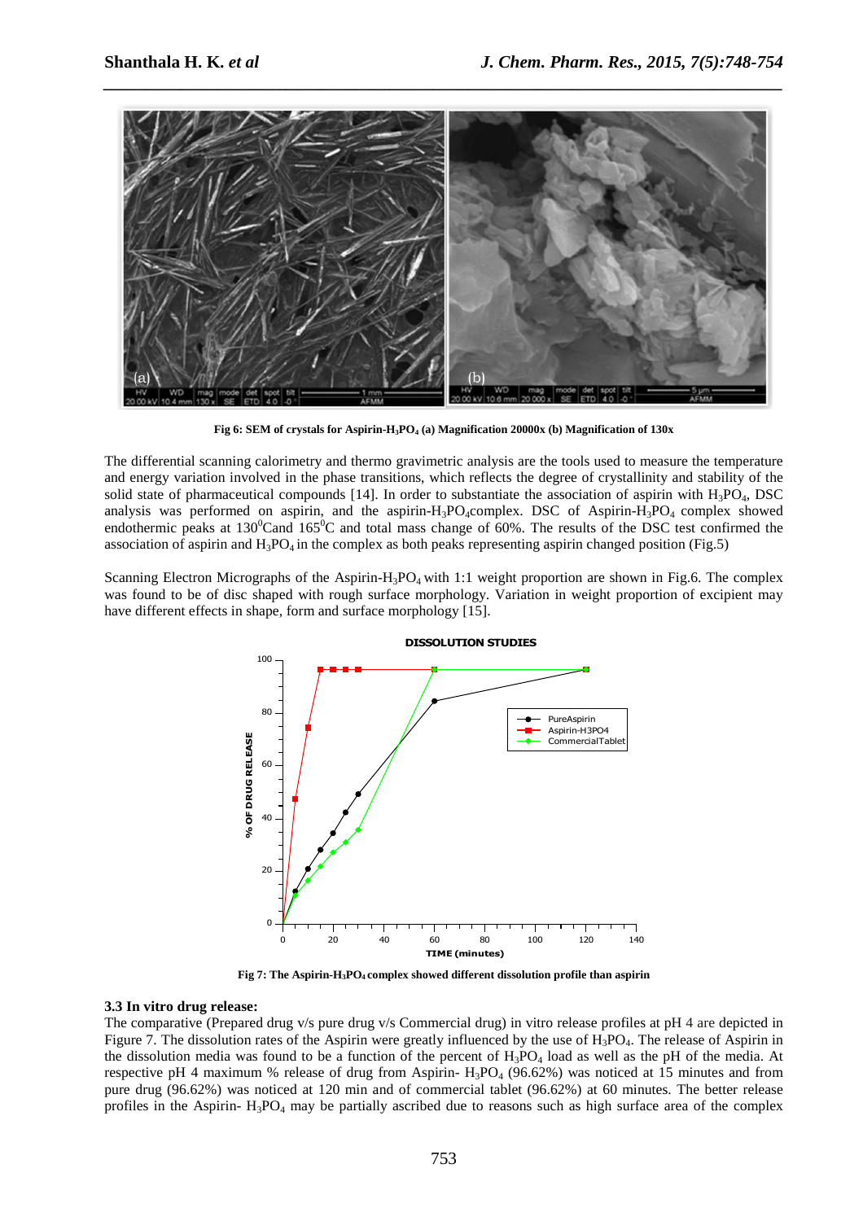Fig 6: SEM of crystals for Aspirin-$H_3PO_4$ (a) Magnification 20000x (b) Magnification of 130x

The differential scanning calorimetry and thermo gravimetric analysis are the tools used to measure the temperature and energy variation involved in the phase transitions, which reflects the degree of crystallinity and stability of the solid state of pharmaceutical compounds [14]. In order to substantiate the association of aspirin with $H_3PO_4$, DSC analysis was performed on aspirin, and the aspirin-$H_3PO_4$complex. DSC of Aspirin-$H_3PO_4$ complex showed endothermic peaks at $130^0$Cand $165^0$C and total mass change of 60%. The results of the DSC test confirmed the association of aspirin and $H_3PO_4$ in the complex as both peaks representing aspirin changed position (Fig.5)

Scanning Electron Micrographs of the Aspirin-$H_3PO_4$ with 1:1 weight proportion are shown in Fig.6. The complex was found to be of disc shaped with rough surface morphology. Variation in weight proportion of excipient may have different effects in shape, form and surface morphology [15].

Fig 7: The Aspirin-$H_3PO_4$ complex showed different dissolution profile than aspirin

### 3.3 In vitro drug release:

The comparative (Prepared drug v/s pure drug v/s Commercial drug) in vitro release profiles at pH 4 are depicted in Figure 7. The dissolution rates of the Aspirin were greatly influenced by the use of $H_3PO_4$. The release of Aspirin in the dissolution media was found to be a function of the percent of $H_3PO_4$ load as well as the pH of the media. At respective pH 4 maximum % release of drug from Aspirin- $H_3PO_4$ (96.62%) was noticed at 15 minutes and from pure drug (96.62%) was noticed at 120 min and of commercial tablet (96.62%) at 60 minutes. The better release profiles in the Aspirin- $H_3PO_4$ may be partially ascribed due to reasons such as high surface area of the complex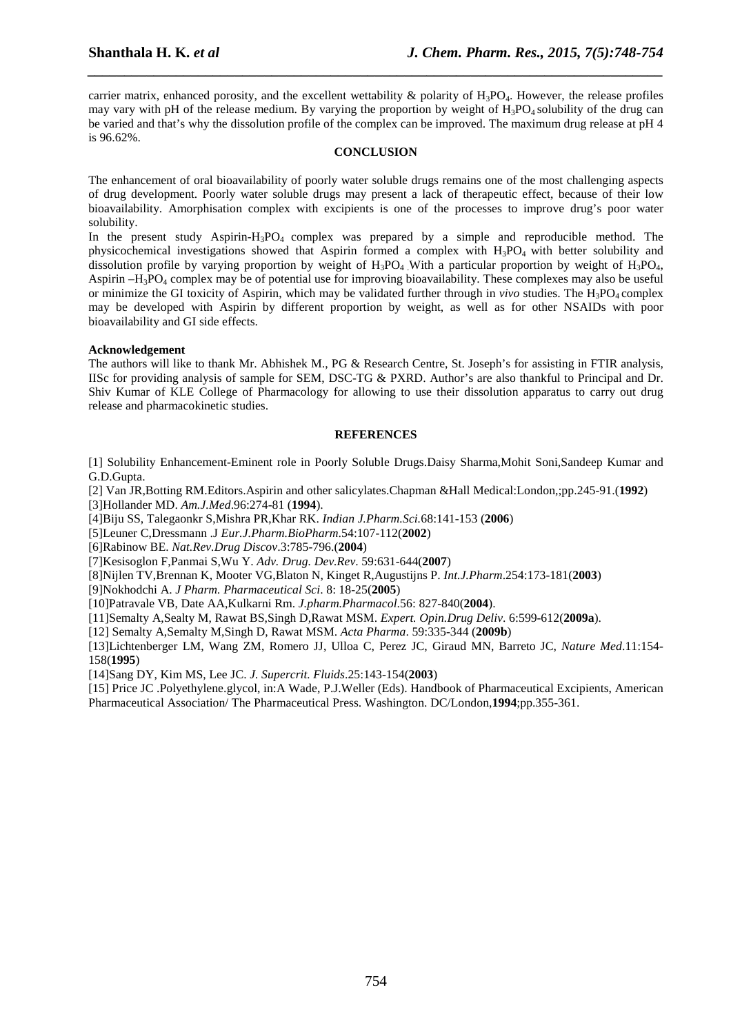carrier matrix, enhanced porosity, and the excellent wettability & polarity of $H_3PO_4$. However, the release profiles may vary with pH of the release medium. By varying the proportion by weight of $H_3PO_4$ solubility of the drug can be varied and that's why the dissolution profile of the complex can be improved. The maximum drug release at pH 4 is 96.62%.

## CONCLUSION

The enhancement of oral bioavailability of poorly water soluble drugs remains one of the most challenging aspects of drug development. Poorly water soluble drugs may present a lack of therapeutic effect, because of their low bioavailability. Amorphisation complex with excipients is one of the processes to improve drug's poor water solubility.

In the present study Aspirin-$H_3PO_4$ complex was prepared by a simple and reproducible method. The physicochemical investigations showed that Aspirin formed a complex with $H_3PO_4$ with better solubility and dissolution profile by varying proportion by weight of $H_3PO_4$ With a particular proportion by weight of $H_3PO_4$, Aspirin –$H_3PO_4$ complex may be of potential use for improving bioavailability. These complexes may also be useful or minimize the GI toxicity of Aspirin, which may be validated further through in *vivo* studies. The $H_3PO_4$ complex may be developed with Aspirin by different proportion by weight, as well as for other NSAIDs with poor bioavailability and GI side effects.

**Acknowledgement**

The authors will like to thank Mr. Abhishek M., PG & Research Centre, St. Joseph's for assisting in FTIR analysis, IISc for providing analysis of sample for SEM, DSC-TG & PXRD. Author's are also thankful to Principal and Dr. Shiv Kumar of KLE College of Pharmacology for allowing to use their dissolution apparatus to carry out drug release and pharmacokinetic studies.

## REFERENCES

[1] Solubility Enhancement-Eminent role in Poorly Soluble Drugs.Daisy Sharma,Mohit Soni,Sandeep Kumar and G.D.Gupta.

[2] Van JR,Botting RM.Editors.Aspirin and other salicylates.Chapman &Hall Medical:London,;pp.245-91.(**1992**)

[3]Hollander MD. *Am.J.Med*.96:274-81 (**1994**).

[4]Biju SS, Talegaonkr S,Mishra PR,Khar RK. *Indian J.Pharm.Sci.*68:141-153 (**2006**)

[5]Leuner C,Dressmann .J *Eur.J.Pharm.BioPharm*.54:107-112(**2002**)

[6]Rabinow BE. *Nat.Rev.Drug Discov*.3:785-796.(**2004**)

[7]Kesisoglon F,Panmai S,Wu Y. *Adv. Drug. Dev.Rev*. 59:631-644(**2007**)

[8]Nijlen TV,Brennan K, Mooter VG,Blaton N, Kinget R,Augustijns P. *Int.J.Pharm*.254:173-181(**2003**)

[9]Nokhodchi A. *J Pharm. Pharmaceutical Sci*. 8: 18-25(**2005**)

[10]Patravale VB, Date AA,Kulkarni Rm. *J.pharm.Pharmacol*.56: 827-840(**2004**).

[11]Semalty A,Sealty M, Rawat BS,Singh D,Rawat MSM. *Expert. Opin.Drug Deliv*. 6:599-612(**2009a**).

[12] Semalty A,Semalty M,Singh D, Rawat MSM. *Acta Pharma*. 59:335-344 (**2009b**)

[13]Lichtenberger LM, Wang ZM, Romero JJ, Ulloa C, Perez JC, Giraud MN, Barreto JC, *Nature Med*.11:154-158(**1995**)

[14]Sang DY, Kim MS, Lee JC. *J. Supercrit. Fluids*.25:143-154(**2003**)

[15] Price JC .Polyethylene.glycol, in:A Wade, P.J.Weller (Eds). Handbook of Pharmaceutical Excipients, American Pharmaceutical Association/ The Pharmaceutical Press. Washington. DC/London,**1994**;pp.355-361.